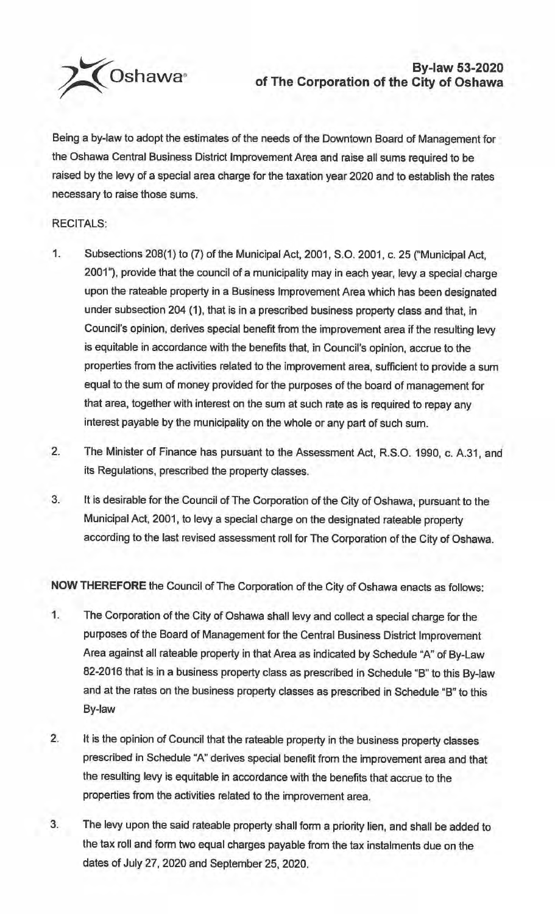# By-law 53-2020
## of The Corporation of the City of Oshawa

Being a by-law to adopt the estimates of the needs of the Downtown Board of Management for the Oshawa Central Business District Improvement Area and raise all sums required to be raised by the levy of a special area charge for the taxation year 2020 and to establish the rates necessary to raise those sums.

RECITALS:

1. Subsections 208(1) to (7) of the Municipal Act, 2001, S.O. 2001, c. 25 ("Municipal Act, 2001"), provide that the council of a municipality may in each year, levy a special charge upon the rateable property in a Business Improvement Area which has been designated under subsection 204 (1), that is in a prescribed business property class and that, in Council's opinion, derives special benefit from the improvement area if the resulting levy is equitable in accordance with the benefits that, in Council's opinion, accrue to the properties from the activities related to the improvement area, sufficient to provide a sum equal to the sum of money provided for the purposes of the board of management for that area, together with interest on the sum at such rate as is required to repay any interest payable by the municipality on the whole or any part of such sum.

2. The Minister of Finance has pursuant to the Assessment Act, R.S.O. 1990, c. A.31, and its Regulations, prescribed the property classes.

3. It is desirable for the Council of The Corporation of the City of Oshawa, pursuant to the Municipal Act, 2001, to levy a special charge on the designated rateable property according to the last revised assessment roll for The Corporation of the City of Oshawa.

**NOW THEREFORE** the Council of The Corporation of the City of Oshawa enacts as follows:

1. The Corporation of the City of Oshawa shall levy and collect a special charge for the purposes of the Board of Management for the Central Business District Improvement Area against all rateable property in that Area as indicated by Schedule "A" of By-Law 82-2016 that is in a business property class as prescribed in Schedule "B" to this By-law and at the rates on the business property classes as prescribed in Schedule "B" to this By-law

2. It is the opinion of Council that the rateable property in the business property classes prescribed in Schedule "A" derives special benefit from the improvement area and that the resulting levy is equitable in accordance with the benefits that accrue to the properties from the activities related to the improvement area.

3. The levy upon the said rateable property shall form a priority lien, and shall be added to the tax roll and form two equal charges payable from the tax instalments due on the dates of July 27, 2020 and September 25, 2020.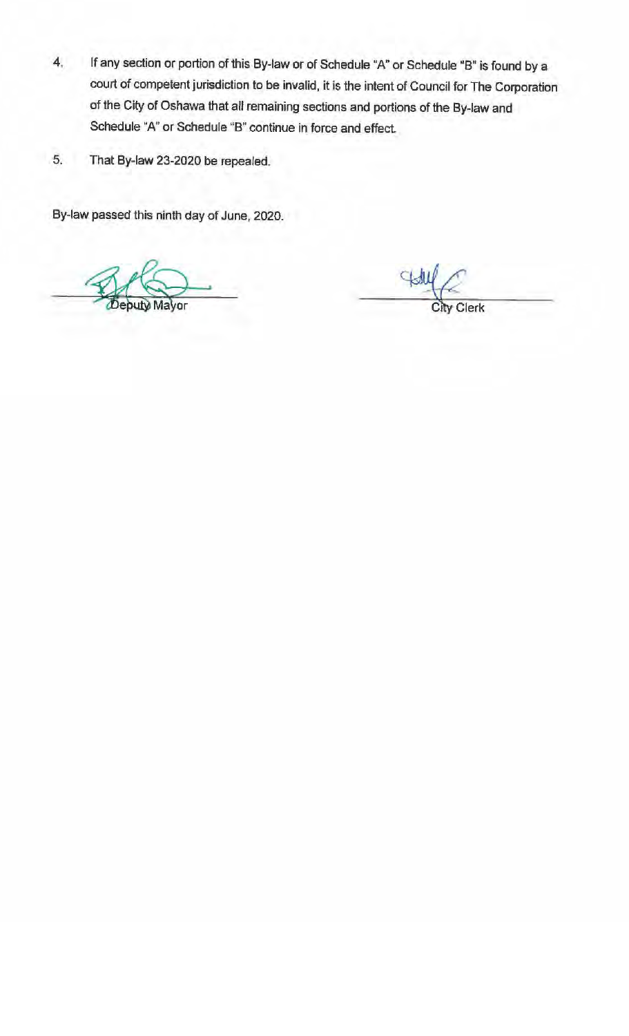4. If any section or portion of this By-law or of Schedule "A" or Schedule "B" is found by a court of competent jurisdiction to be invalid, it is the intent of Council for The Corporation of the City of Oshawa that all remaining sections and portions of the By-law and Schedule "A" or Schedule "B" continue in force and effect.

5. That By-law 23-2020 be repealed.

By-law passed this ninth day of June, 2020.

Deputy Mayor

City Clerk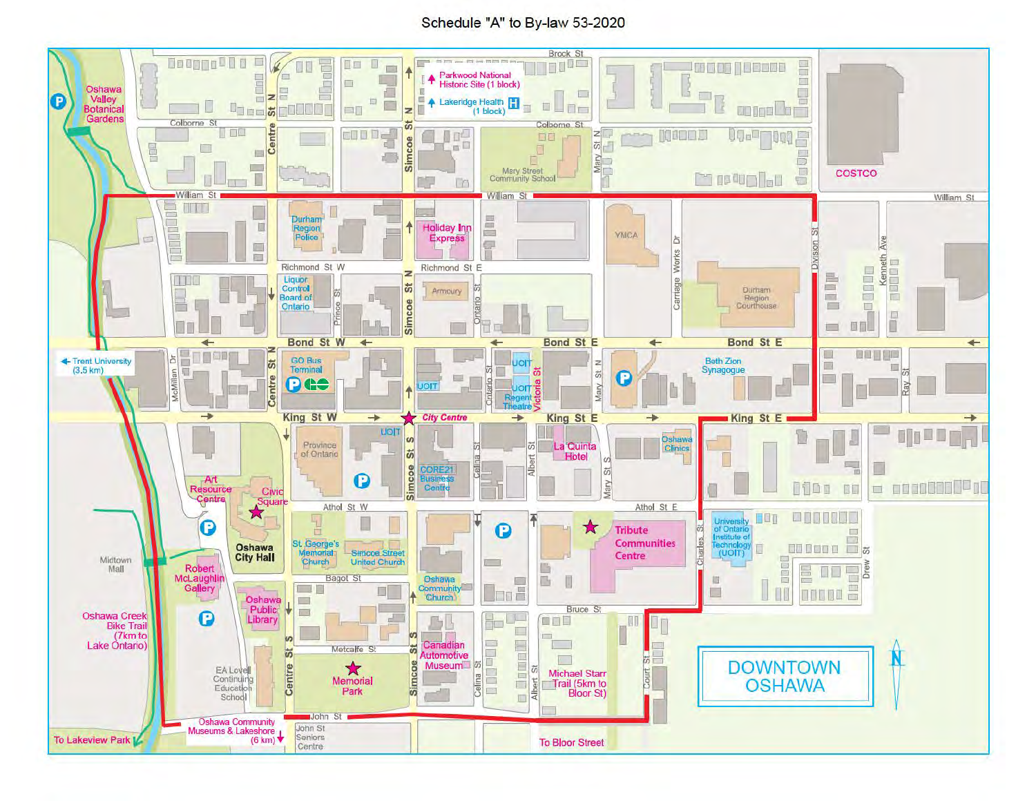# Schedule "A" to By-law 53-2020

## DOWNTOWN OSHAWA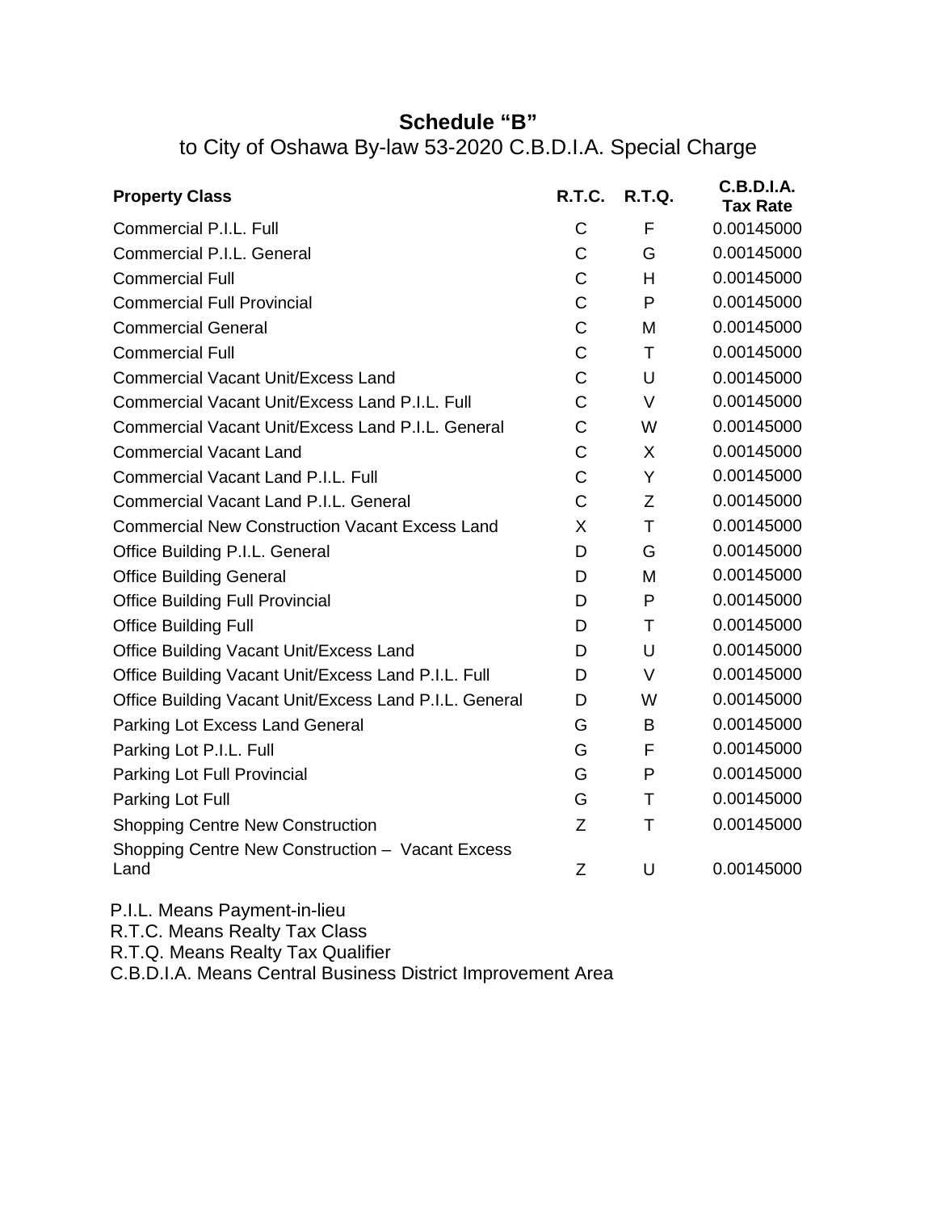# Schedule "B"

to City of Oshawa By-law 53-2020 C.B.D.I.A. Special Charge

| Property Class | R.T.C. | R.T.Q. | C.B.D.I.A. Tax Rate |
|---|---|---|---|
| Commercial P.I.L. Full | C | F | 0.00145000 |
| Commercial P.I.L. General | C | G | 0.00145000 |
| Commercial Full | C | H | 0.00145000 |
| Commercial Full Provincial | C | P | 0.00145000 |
| Commercial General | C | M | 0.00145000 |
| Commercial Full | C | T | 0.00145000 |
| Commercial Vacant Unit/Excess Land | C | U | 0.00145000 |
| Commercial Vacant Unit/Excess Land P.I.L. Full | C | V | 0.00145000 |
| Commercial Vacant Unit/Excess Land P.I.L. General | C | W | 0.00145000 |
| Commercial Vacant Land | C | X | 0.00145000 |
| Commercial Vacant Land P.I.L. Full | C | Y | 0.00145000 |
| Commercial Vacant Land P.I.L. General | C | Z | 0.00145000 |
| Commercial New Construction Vacant Excess Land | X | T | 0.00145000 |
| Office Building P.I.L. General | D | G | 0.00145000 |
| Office Building General | D | M | 0.00145000 |
| Office Building Full Provincial | D | P | 0.00145000 |
| Office Building Full | D | T | 0.00145000 |
| Office Building Vacant Unit/Excess Land | D | U | 0.00145000 |
| Office Building Vacant Unit/Excess Land P.I.L. Full | D | V | 0.00145000 |
| Office Building Vacant Unit/Excess Land P.I.L. General | D | W | 0.00145000 |
| Parking Lot Excess Land General | G | B | 0.00145000 |
| Parking Lot P.I.L. Full | G | F | 0.00145000 |
| Parking Lot Full Provincial | G | P | 0.00145000 |
| Parking Lot Full | G | T | 0.00145000 |
| Shopping Centre New Construction | Z | T | 0.00145000 |
| Shopping Centre New Construction – Vacant Excess Land | Z | U | 0.00145000 |

P.I.L. Means Payment-in-lieu
R.T.C. Means Realty Tax Class
R.T.Q. Means Realty Tax Qualifier
C.B.D.I.A. Means Central Business District Improvement Area